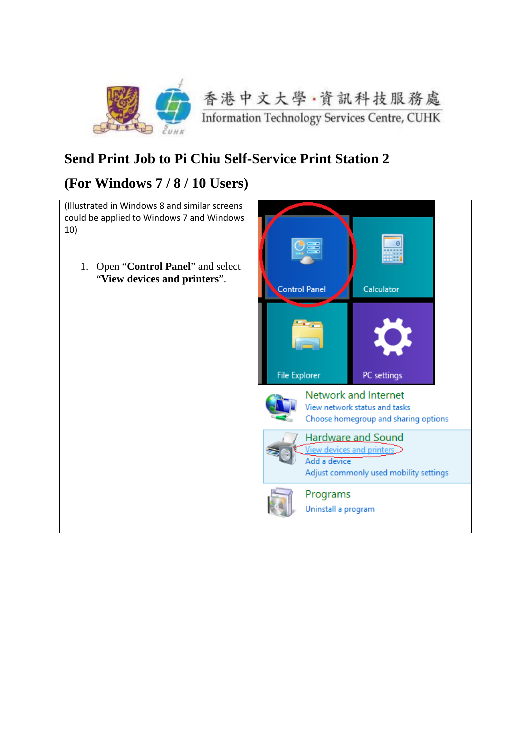香港中文大學·資訊科技服務處
Information Technology Services Centre, CUHK

# Send Print Job to Pi Chiu Self-Service Print Station 2

# (For Windows 7 / 8 / 10 Users)

(Illustrated in Windows 8 and similar screens could be applied to Windows 7 and Windows 10)

1. Open "**Control Panel**" and select "**View devices and printers**".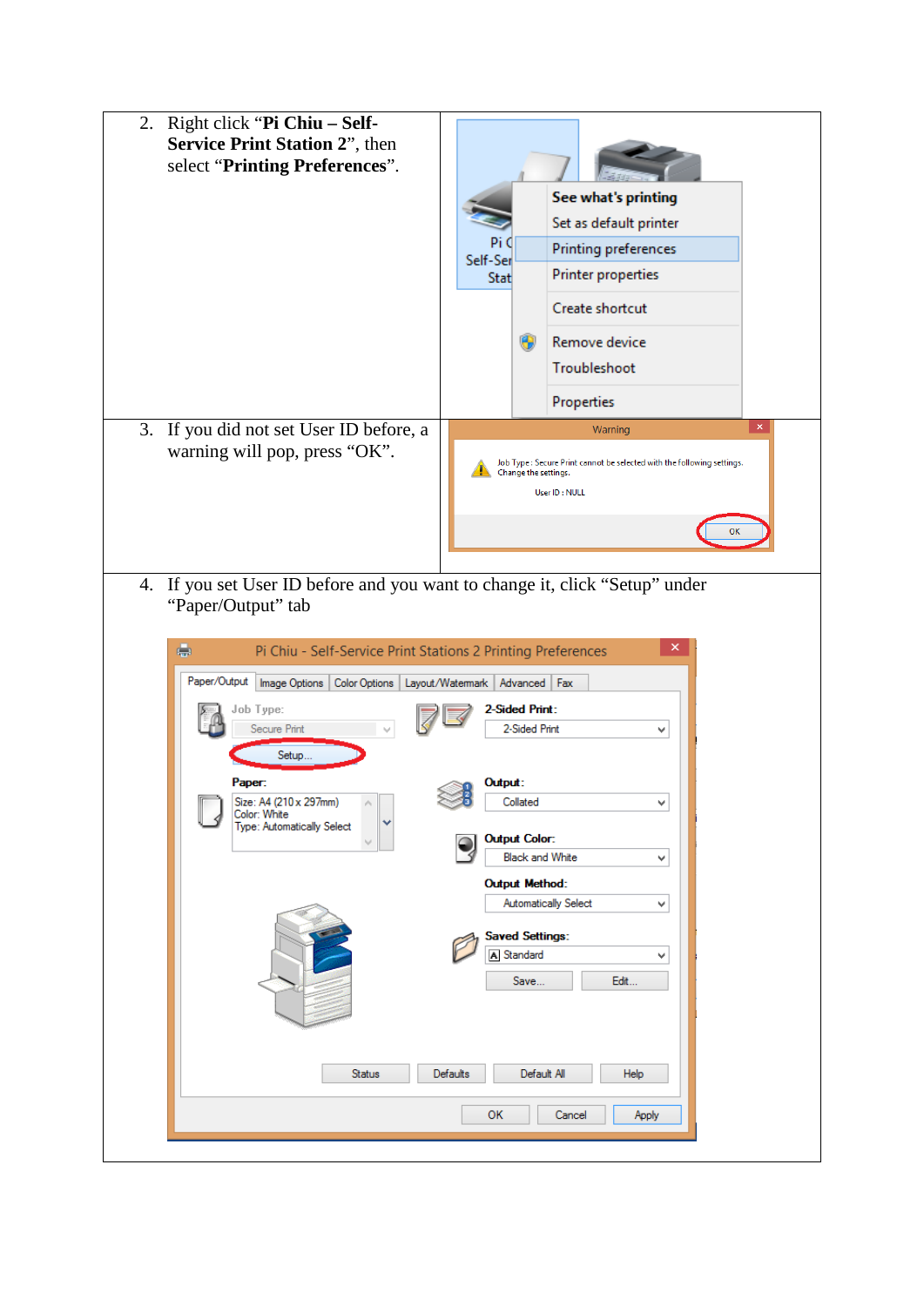2. Right click “**Pi Chiu – Self-Service Print Station 2**”, then select “**Printing Preferences**”.

3. If you did not set User ID before, a warning will pop, press “OK”.

4. If you set User ID before and you want to change it, click “Setup” under “Paper/Output” tab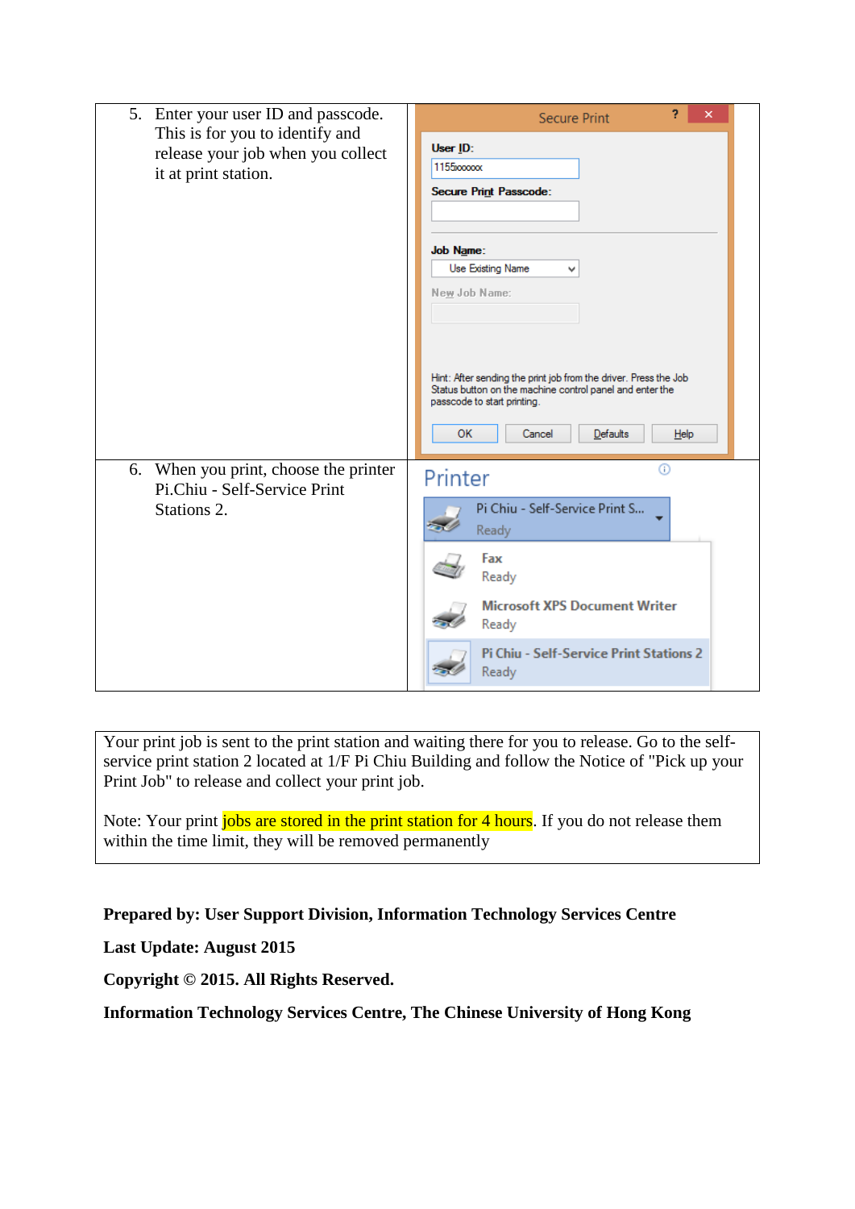| | |
|---|---|
| 5. Enter your user ID and passcode. This is for you to identify and release your job when you collect it at print station. | Secure Print<br>User ID: 1155xxxxxx<br>Secure Print Passcode:<br>Job Name: Use Existing Name<br>New Job Name:<br>Hint: After sending the print job from the driver. Press the Job Status button on the machine control panel and enter the passcode to start printing.<br>OK Cancel Defaults Help |
| 6. When you print, choose the printer Pi.Chiu - Self-Service Print Stations 2. | Printer<br>Pi Chiu - Self-Service Print S... Ready<br>Fax Ready<br>Microsoft XPS Document Writer Ready<br>Pi Chiu - Self-Service Print Stations 2 Ready |

Your print job is sent to the print station and waiting there for you to release. Go to the self-service print station 2 located at 1/F Pi Chiu Building and follow the Notice of "Pick up your Print Job" to release and collect your print job.

Note: Your print jobs are stored in the print station for 4 hours. If you do not release them within the time limit, they will be removed permanently

**Prepared by: User Support Division, Information Technology Services Centre**

**Last Update: August 2015**

**Copyright © 2015. All Rights Reserved.**

**Information Technology Services Centre, The Chinese University of Hong Kong**